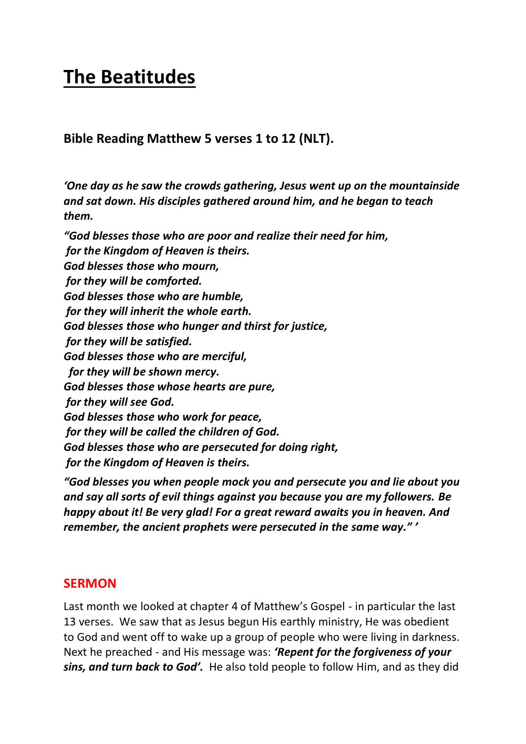# The Beatitudes

**Bible Reading Matthew 5 verses 1 to 12 (NLT).**

***'One day as he saw the crowds gathering, Jesus went up on the mountainside and sat down. His disciples gathered around him, and he began to teach them.***

***"God blesses those who are poor and realize their need for him,***
***for the Kingdom of Heaven is theirs.***
***God blesses those who mourn,***
***for they will be comforted.***
***God blesses those who are humble,***
***for they will inherit the whole earth.***
***God blesses those who hunger and thirst for justice,***
***for they will be satisfied.***
***God blesses those who are merciful,***
***for they will be shown mercy.***
***God blesses those whose hearts are pure,***
***for they will see God.***
***God blesses those who work for peace,***
***for they will be called the children of God.***
***God blesses those who are persecuted for doing right,***
***for the Kingdom of Heaven is theirs.***

***"God blesses you when people mock you and persecute you and lie about you and say all sorts of evil things against you because you are my followers. Be happy about it! Be very glad! For a great reward awaits you in heaven. And remember, the ancient prophets were persecuted in the same way." '***

## SERMON

Last month we looked at chapter 4 of Matthew's Gospel - in particular the last 13 verses. We saw that as Jesus begun His earthly ministry, He was obedient to God and went off to wake up a group of people who were living in darkness. Next he preached - and His message was: ***'Repent for the forgiveness of your sins, and turn back to God'.*** He also told people to follow Him, and as they did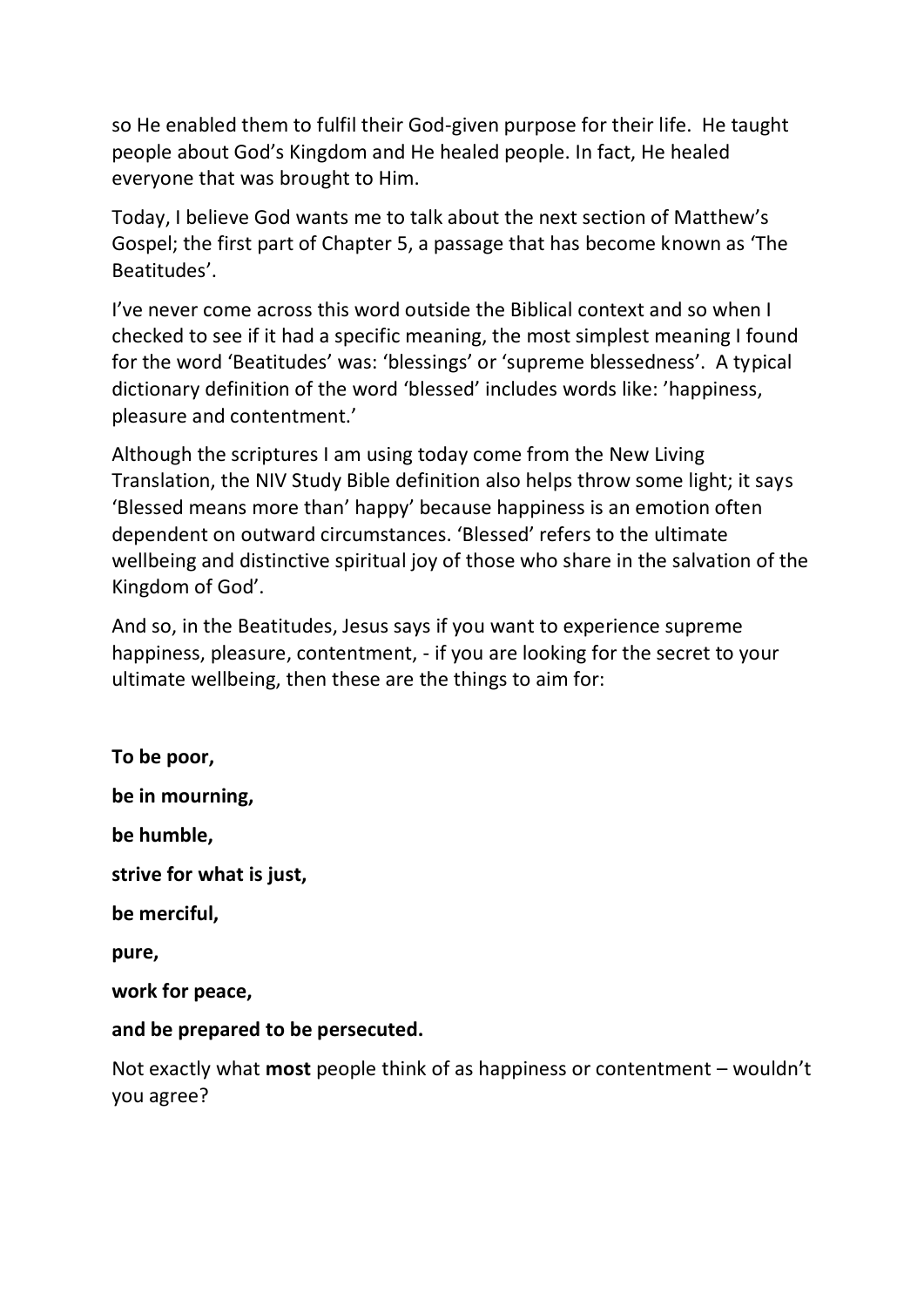so He enabled them to fulfil their God-given purpose for their life. He taught people about God's Kingdom and He healed people. In fact, He healed everyone that was brought to Him.

Today, I believe God wants me to talk about the next section of Matthew's Gospel; the first part of Chapter 5, a passage that has become known as 'The Beatitudes'.

I've never come across this word outside the Biblical context and so when I checked to see if it had a specific meaning, the most simplest meaning I found for the word 'Beatitudes' was: 'blessings' or 'supreme blessedness'. A typical dictionary definition of the word 'blessed' includes words like: 'happiness, pleasure and contentment.'

Although the scriptures I am using today come from the New Living Translation, the NIV Study Bible definition also helps throw some light; it says 'Blessed means more than' happy' because happiness is an emotion often dependent on outward circumstances. 'Blessed' refers to the ultimate wellbeing and distinctive spiritual joy of those who share in the salvation of the Kingdom of God'.

And so, in the Beatitudes, Jesus says if you want to experience supreme happiness, pleasure, contentment, - if you are looking for the secret to your ultimate wellbeing, then these are the things to aim for:

**To be poor,**

**be in mourning,**

**be humble,**

**strive for what is just,**

**be merciful,**

**pure,**

**work for peace,**

**and be prepared to be persecuted.**

Not exactly what **most** people think of as happiness or contentment – wouldn't you agree?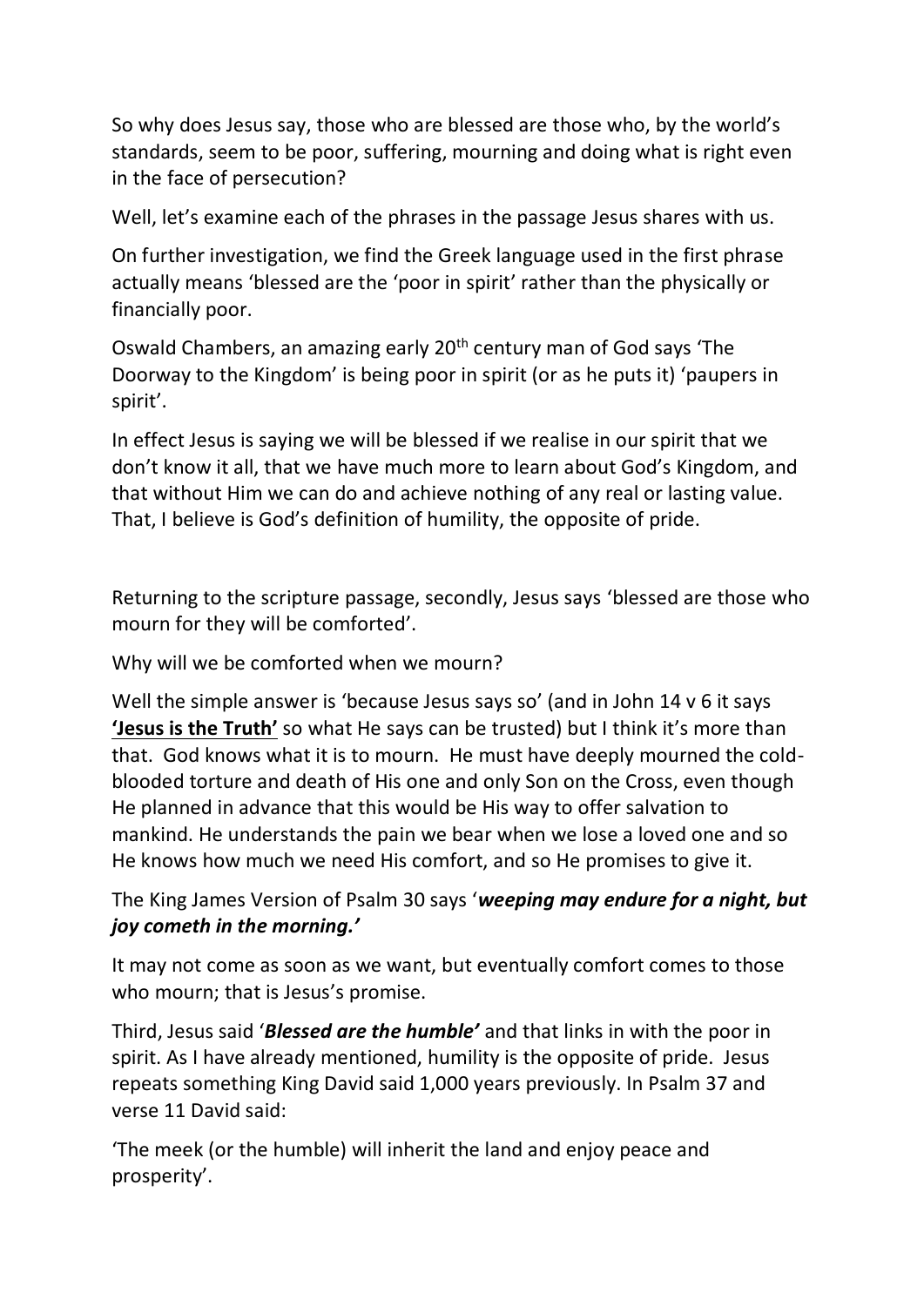So why does Jesus say, those who are blessed are those who, by the world's standards, seem to be poor, suffering, mourning and doing what is right even in the face of persecution?

Well, let's examine each of the phrases in the passage Jesus shares with us.

On further investigation, we find the Greek language used in the first phrase actually means 'blessed are the 'poor in spirit' rather than the physically or financially poor.

Oswald Chambers, an amazing early 20th century man of God says 'The Doorway to the Kingdom' is being poor in spirit (or as he puts it) 'paupers in spirit'.

In effect Jesus is saying we will be blessed if we realise in our spirit that we don't know it all, that we have much more to learn about God's Kingdom, and that without Him we can do and achieve nothing of any real or lasting value. That, I believe is God's definition of humility, the opposite of pride.

Returning to the scripture passage, secondly, Jesus says 'blessed are those who mourn for they will be comforted'.

Why will we be comforted when we mourn?

Well the simple answer is 'because Jesus says so' (and in John 14 v 6 it says **<u>'Jesus is the Truth'</u>** so what He says can be trusted) but I think it's more than that. God knows what it is to mourn. He must have deeply mourned the cold-blooded torture and death of His one and only Son on the Cross, even though He planned in advance that this would be His way to offer salvation to mankind. He understands the pain we bear when we lose a loved one and so He knows how much we need His comfort, and so He promises to give it.

The King James Version of Psalm 30 says '***weeping may endure for a night, but joy cometh in the morning.'***

It may not come as soon as we want, but eventually comfort comes to those who mourn; that is Jesus's promise.

Third, Jesus said '***Blessed are the humble'*** and that links in with the poor in spirit. As I have already mentioned, humility is the opposite of pride. Jesus repeats something King David said 1,000 years previously. In Psalm 37 and verse 11 David said:

'The meek (or the humble) will inherit the land and enjoy peace and prosperity'.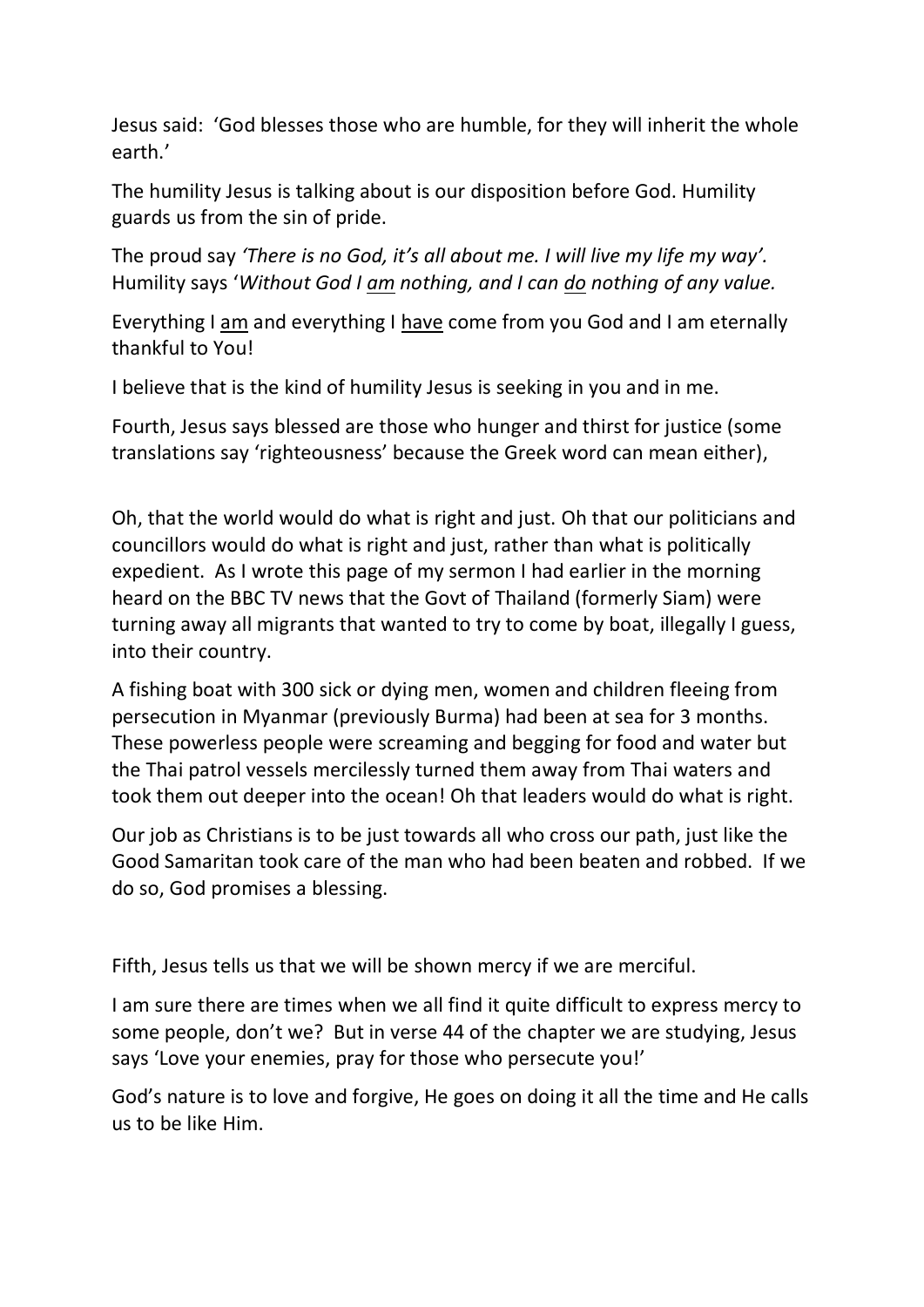Jesus said: 'God blesses those who are humble, for they will inherit the whole earth.'

The humility Jesus is talking about is our disposition before God. Humility guards us from the sin of pride.

The proud say *'There is no God, it's all about me. I will live my life my way'.* Humility says '*Without God I <u>am</u> nothing, and I can <u>do</u> nothing of any value.*

Everything I <u>am</u> and everything I <u>have</u> come from you God and I am eternally thankful to You!

I believe that is the kind of humility Jesus is seeking in you and in me.

Fourth, Jesus says blessed are those who hunger and thirst for justice (some translations say 'righteousness' because the Greek word can mean either),

Oh, that the world would do what is right and just. Oh that our politicians and councillors would do what is right and just, rather than what is politically expedient. As I wrote this page of my sermon I had earlier in the morning heard on the BBC TV news that the Govt of Thailand (formerly Siam) were turning away all migrants that wanted to try to come by boat, illegally I guess, into their country.

A fishing boat with 300 sick or dying men, women and children fleeing from persecution in Myanmar (previously Burma) had been at sea for 3 months. These powerless people were screaming and begging for food and water but the Thai patrol vessels mercilessly turned them away from Thai waters and took them out deeper into the ocean! Oh that leaders would do what is right.

Our job as Christians is to be just towards all who cross our path, just like the Good Samaritan took care of the man who had been beaten and robbed. If we do so, God promises a blessing.

Fifth, Jesus tells us that we will be shown mercy if we are merciful.

I am sure there are times when we all find it quite difficult to express mercy to some people, don't we? But in verse 44 of the chapter we are studying, Jesus says 'Love your enemies, pray for those who persecute you!'

God's nature is to love and forgive, He goes on doing it all the time and He calls us to be like Him.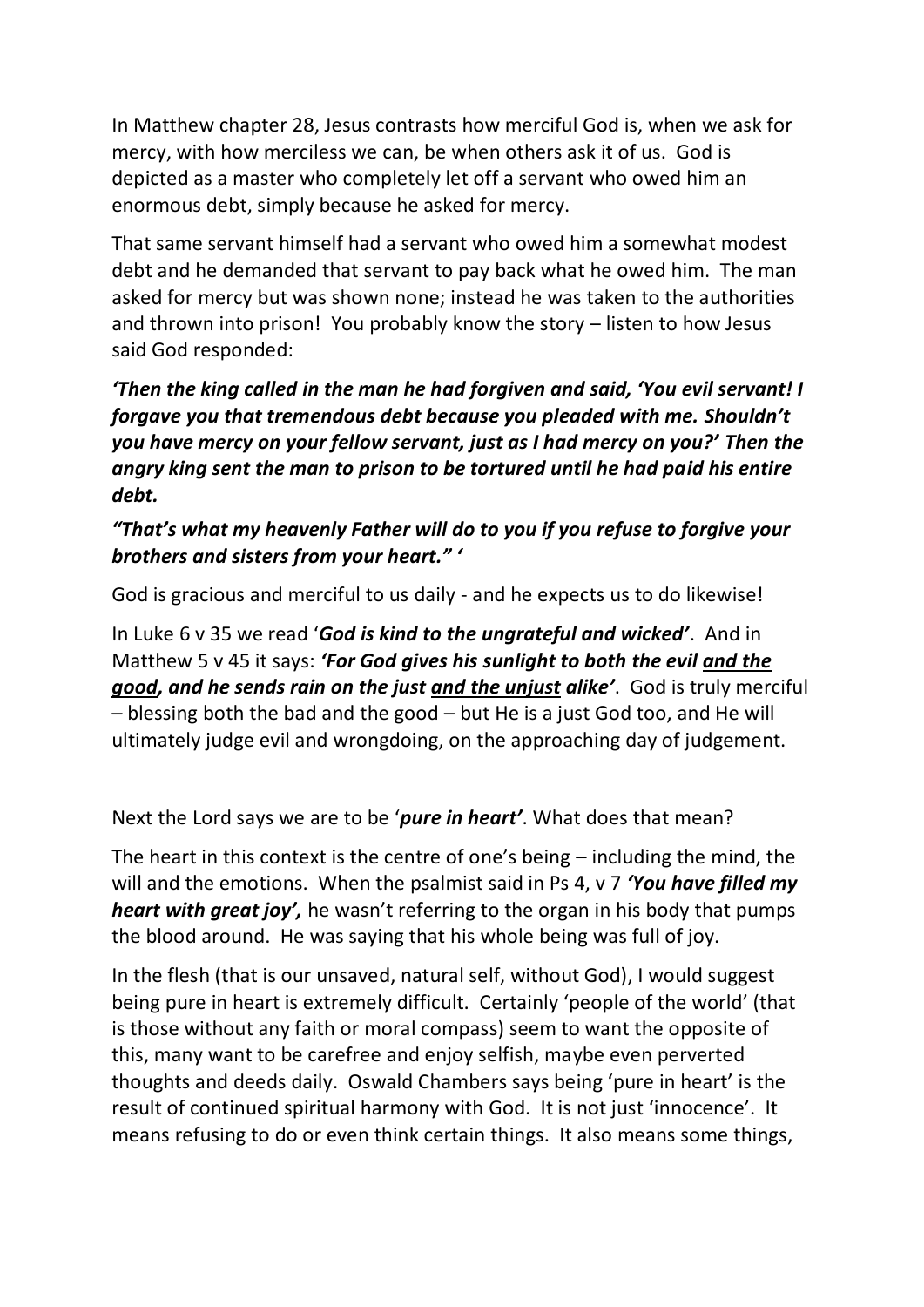In Matthew chapter 28, Jesus contrasts how merciful God is, when we ask for mercy, with how merciless we can, be when others ask it of us. God is depicted as a master who completely let off a servant who owed him an enormous debt, simply because he asked for mercy.

That same servant himself had a servant who owed him a somewhat modest debt and he demanded that servant to pay back what he owed him. The man asked for mercy but was shown none; instead he was taken to the authorities and thrown into prison! You probably know the story – listen to how Jesus said God responded:

***'Then the king called in the man he had forgiven and said, 'You evil servant! I forgave you that tremendous debt because you pleaded with me. Shouldn't you have mercy on your fellow servant, just as I had mercy on you?' Then the angry king sent the man to prison to be tortured until he had paid his entire debt.***

***"That's what my heavenly Father will do to you if you refuse to forgive your brothers and sisters from your heart." '***

God is gracious and merciful to us daily - and he expects us to do likewise!

In Luke 6 v 35 we read '***God is kind to the ungrateful and wicked'***. And in Matthew 5 v 45 it says: ***'For God gives his sunlight to both the evil <u>and the good</u>, and he sends rain on the just <u>and the unjust</u> alike'***. God is truly merciful – blessing both the bad and the good – but He is a just God too, and He will ultimately judge evil and wrongdoing, on the approaching day of judgement.

Next the Lord says we are to be '***pure in heart'***. What does that mean?

The heart in this context is the centre of one's being – including the mind, the will and the emotions. When the psalmist said in Ps 4, v 7 ***'You have filled my heart with great joy',*** he wasn't referring to the organ in his body that pumps the blood around. He was saying that his whole being was full of joy.

In the flesh (that is our unsaved, natural self, without God), I would suggest being pure in heart is extremely difficult. Certainly 'people of the world' (that is those without any faith or moral compass) seem to want the opposite of this, many want to be carefree and enjoy selfish, maybe even perverted thoughts and deeds daily. Oswald Chambers says being 'pure in heart' is the result of continued spiritual harmony with God. It is not just 'innocence'. It means refusing to do or even think certain things. It also means some things,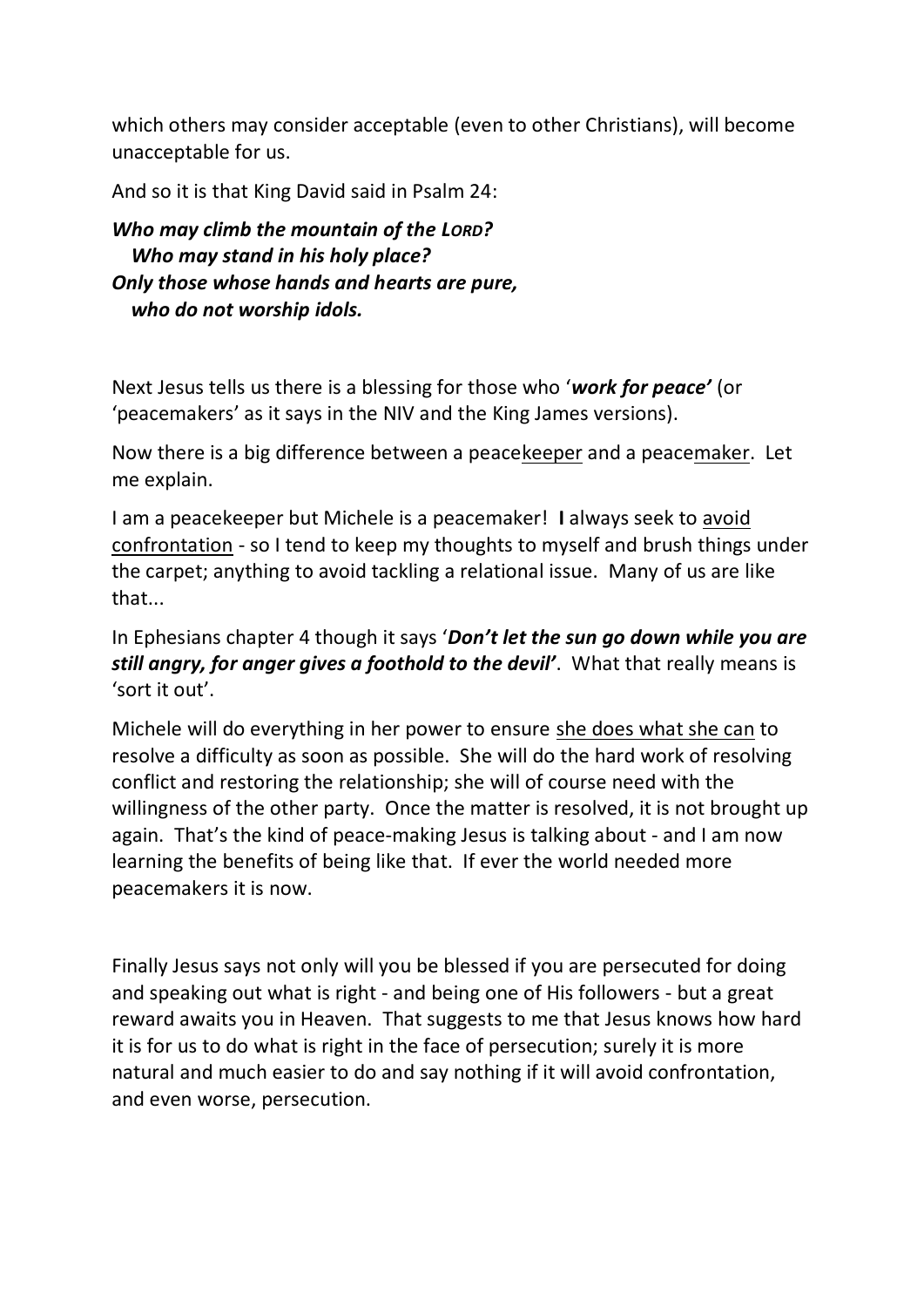which others may consider acceptable (even to other Christians), will become unacceptable for us.

And so it is that King David said in Psalm 24:

***Who may climb the mountain of the LORD?***
***Who may stand in his holy place?***
***Only those whose hands and hearts are pure,***
***who do not worship idols.***

Next Jesus tells us there is a blessing for those who '***work for peace'*** (or 'peacemakers' as it says in the NIV and the King James versions).

Now there is a big difference between a peacekeeper and a peacemaker. Let me explain.

I am a peacekeeper but Michele is a peacemaker! **I** always seek to avoid confrontation - so I tend to keep my thoughts to myself and brush things under the carpet; anything to avoid tackling a relational issue. Many of us are like that...

In Ephesians chapter 4 though it says '***Don't let the sun go down while you are still angry, for anger gives a foothold to the devil'***. What that really means is 'sort it out'.

Michele will do everything in her power to ensure she does what she can to resolve a difficulty as soon as possible. She will do the hard work of resolving conflict and restoring the relationship; she will of course need with the willingness of the other party. Once the matter is resolved, it is not brought up again. That's the kind of peace-making Jesus is talking about - and I am now learning the benefits of being like that. If ever the world needed more peacemakers it is now.

Finally Jesus says not only will you be blessed if you are persecuted for doing and speaking out what is right - and being one of His followers - but a great reward awaits you in Heaven. That suggests to me that Jesus knows how hard it is for us to do what is right in the face of persecution; surely it is more natural and much easier to do and say nothing if it will avoid confrontation, and even worse, persecution.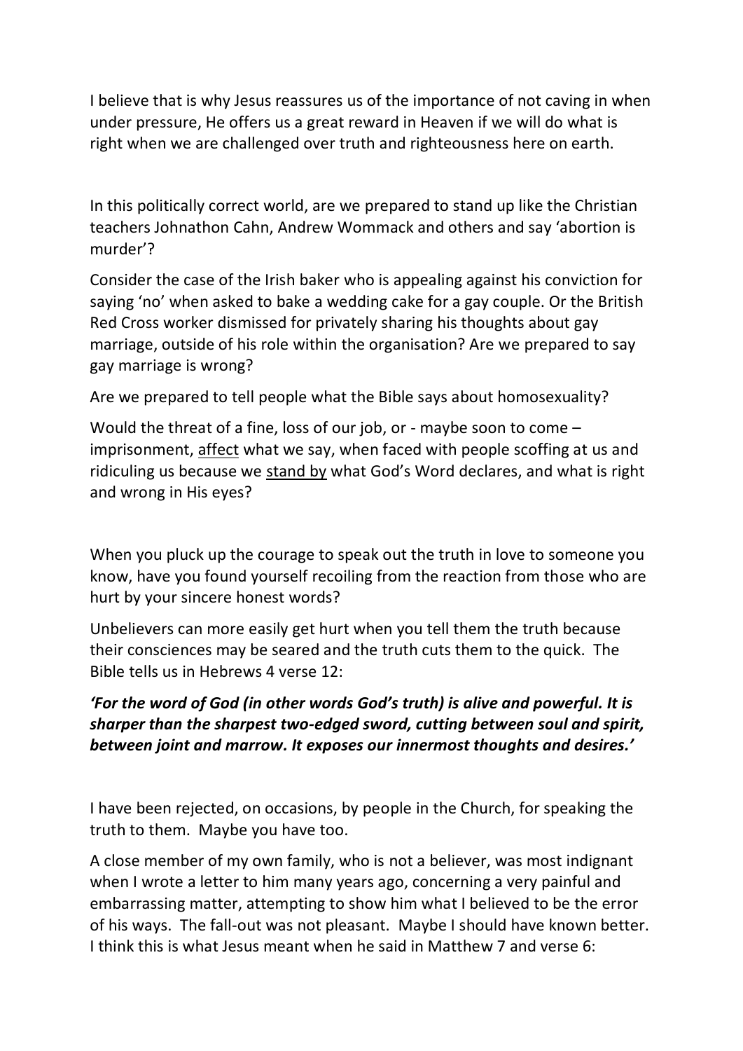I believe that is why Jesus reassures us of the importance of not caving in when under pressure, He offers us a great reward in Heaven if we will do what is right when we are challenged over truth and righteousness here on earth.

In this politically correct world, are we prepared to stand up like the Christian teachers Johnathon Cahn, Andrew Wommack and others and say 'abortion is murder'?

Consider the case of the Irish baker who is appealing against his conviction for saying 'no' when asked to bake a wedding cake for a gay couple. Or the British Red Cross worker dismissed for privately sharing his thoughts about gay marriage, outside of his role within the organisation? Are we prepared to say gay marriage is wrong?

Are we prepared to tell people what the Bible says about homosexuality?

Would the threat of a fine, loss of our job, or - maybe soon to come – imprisonment, <u>affect</u> what we say, when faced with people scoffing at us and ridiculing us because we <u>stand by</u> what God's Word declares, and what is right and wrong in His eyes?

When you pluck up the courage to speak out the truth in love to someone you know, have you found yourself recoiling from the reaction from those who are hurt by your sincere honest words?

Unbelievers can more easily get hurt when you tell them the truth because their consciences may be seared and the truth cuts them to the quick. The Bible tells us in Hebrews 4 verse 12:

***'For the word of God (in other words God's truth) is alive and powerful. It is sharper than the sharpest two-edged sword, cutting between soul and spirit, between joint and marrow. It exposes our innermost thoughts and desires.'***

I have been rejected, on occasions, by people in the Church, for speaking the truth to them. Maybe you have too.

A close member of my own family, who is not a believer, was most indignant when I wrote a letter to him many years ago, concerning a very painful and embarrassing matter, attempting to show him what I believed to be the error of his ways. The fall-out was not pleasant. Maybe I should have known better. I think this is what Jesus meant when he said in Matthew 7 and verse 6: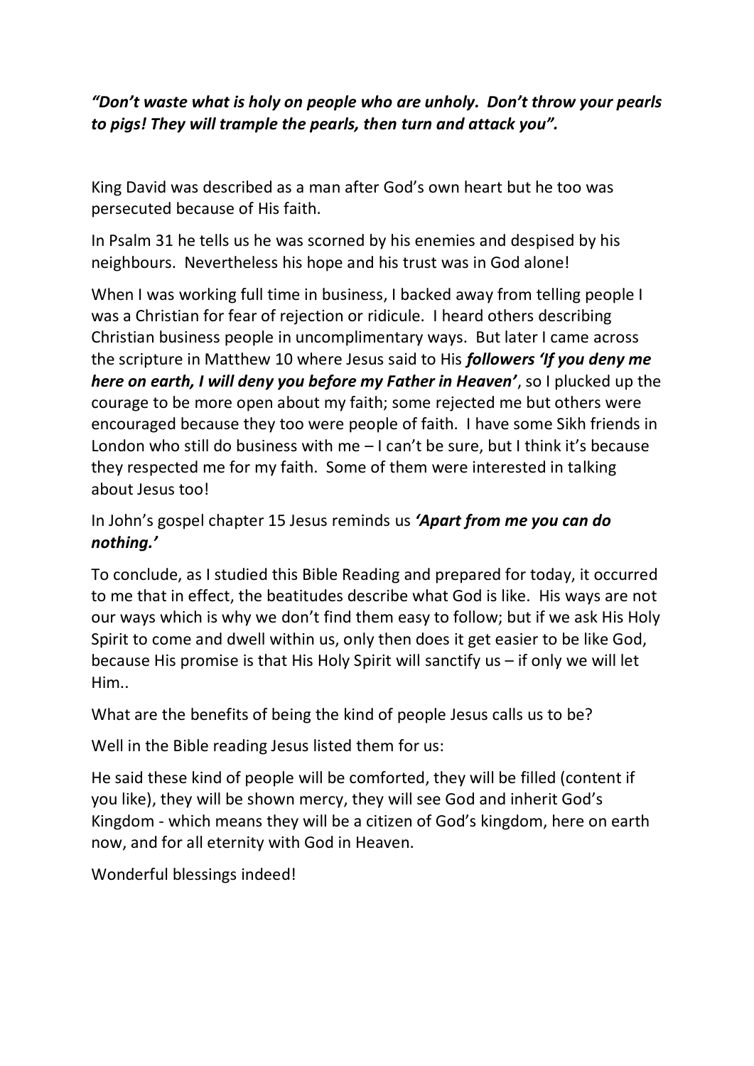***"Don't waste what is holy on people who are unholy. Don't throw your pearls to pigs! They will trample the pearls, then turn and attack you".***

King David was described as a man after God's own heart but he too was persecuted because of His faith.

In Psalm 31 he tells us he was scorned by his enemies and despised by his neighbours. Nevertheless his hope and his trust was in God alone!

When I was working full time in business, I backed away from telling people I was a Christian for fear of rejection or ridicule. I heard others describing Christian business people in uncomplimentary ways. But later I came across the scripture in Matthew 10 where Jesus said to His ***followers 'If you deny me here on earth, I will deny you before my Father in Heaven'***, so I plucked up the courage to be more open about my faith; some rejected me but others were encouraged because they too were people of faith. I have some Sikh friends in London who still do business with me – I can't be sure, but I think it's because they respected me for my faith. Some of them were interested in talking about Jesus too!

In John's gospel chapter 15 Jesus reminds us ***'Apart from me you can do nothing.'***

To conclude, as I studied this Bible Reading and prepared for today, it occurred to me that in effect, the beatitudes describe what God is like. His ways are not our ways which is why we don't find them easy to follow; but if we ask His Holy Spirit to come and dwell within us, only then does it get easier to be like God, because His promise is that His Holy Spirit will sanctify us – if only we will let Him..

What are the benefits of being the kind of people Jesus calls us to be?

Well in the Bible reading Jesus listed them for us:

He said these kind of people will be comforted, they will be filled (content if you like), they will be shown mercy, they will see God and inherit God's Kingdom - which means they will be a citizen of God's kingdom, here on earth now, and for all eternity with God in Heaven.

Wonderful blessings indeed!